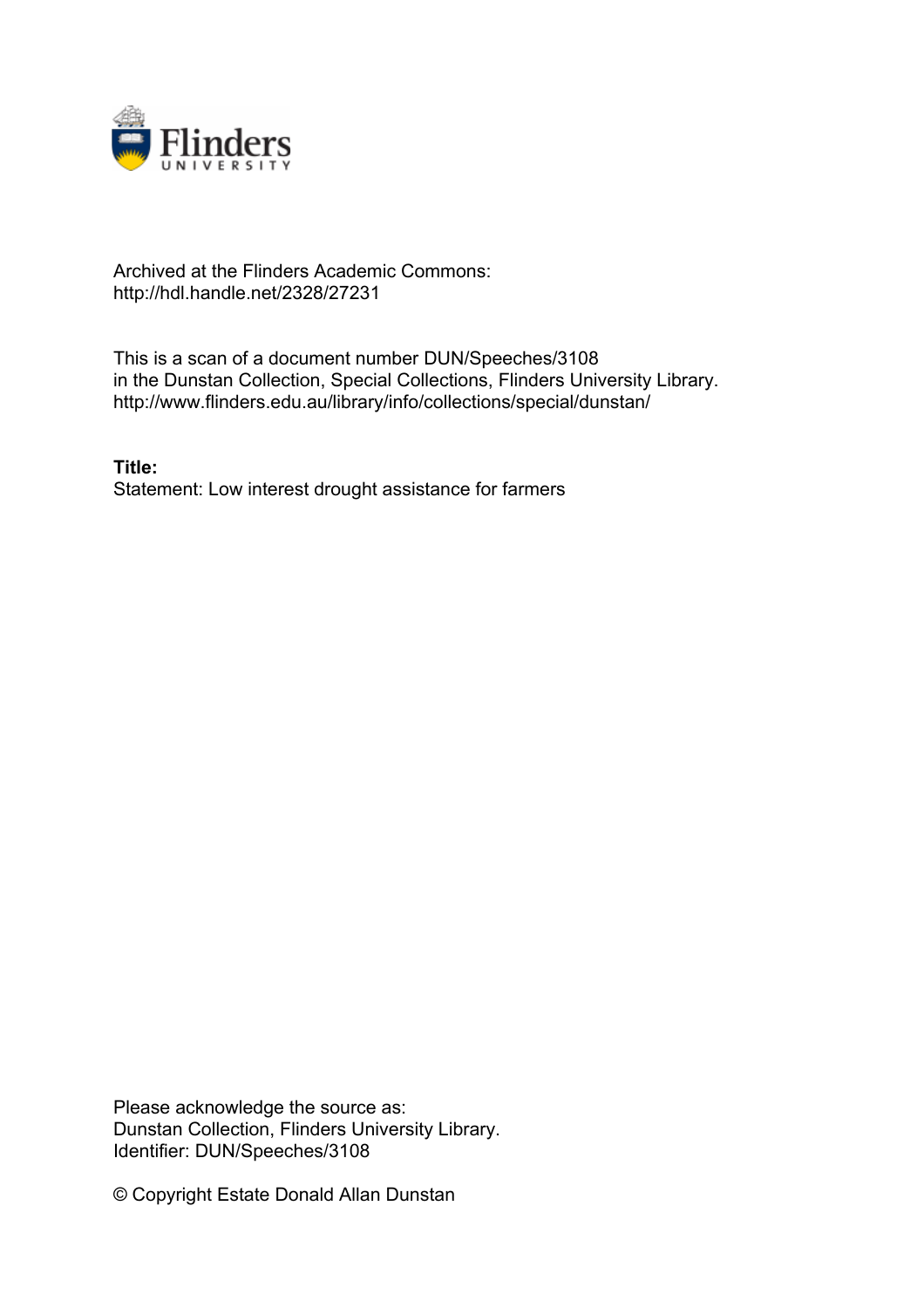Archived at the Flinders Academic Commons:
http://hdl.handle.net/2328/27231

This is a scan of a document number DUN/Speeches/3108
in the Dunstan Collection, Special Collections, Flinders University Library.
http://www.flinders.edu.au/library/info/collections/special/dunstan/

**Title:**
Statement: Low interest drought assistance for farmers

Please acknowledge the source as:
Dunstan Collection, Flinders University Library.
Identifier: DUN/Speeches/3108

© Copyright Estate Donald Allan Dunstan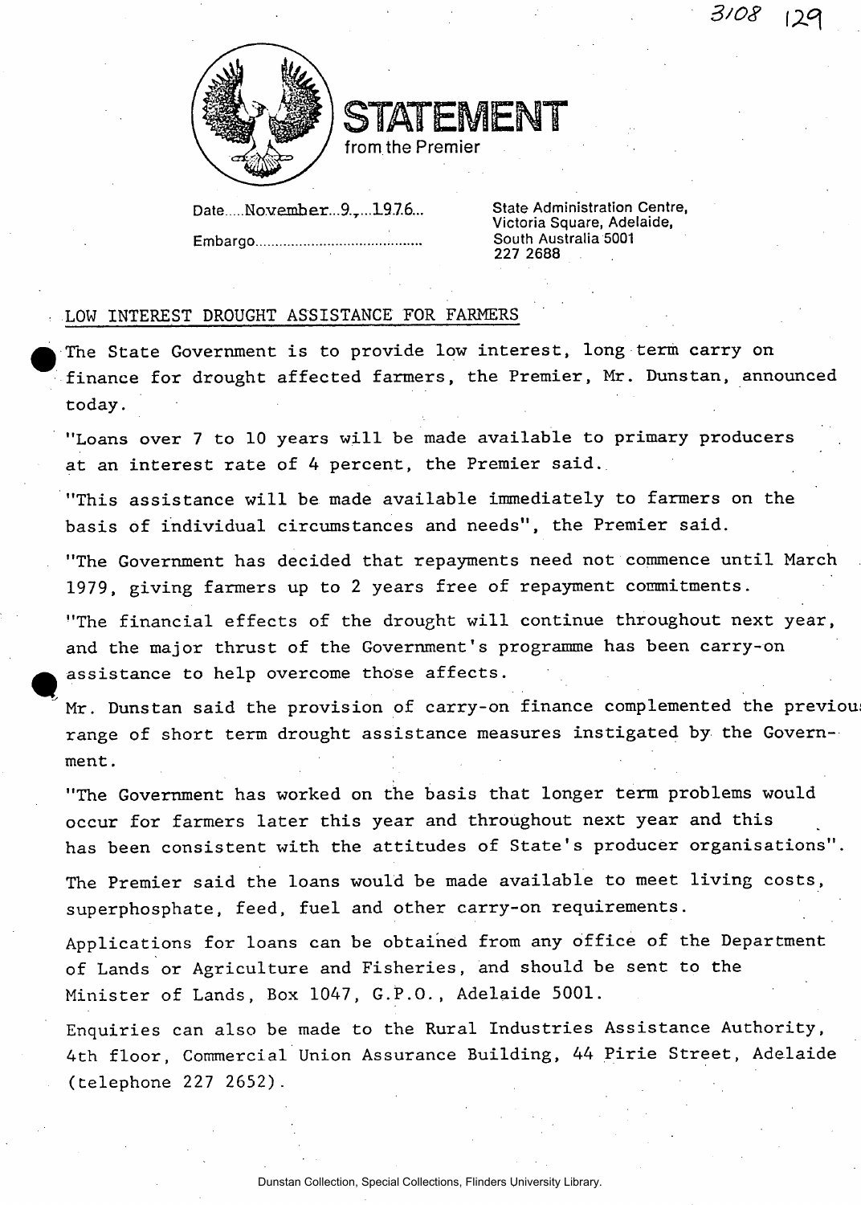3/08 129

# STATEMENT
from the Premier

Date.....November...9.,...1976...

Embargo.........................................

State Administration Centre,
Victoria Square, Adelaide,
South Australia 5001
227 2688

## LOW INTEREST DROUGHT ASSISTANCE FOR FARMERS

The State Government is to provide low interest, long term carry on finance for drought affected farmers, the Premier, Mr. Dunstan, announced today.

"Loans over 7 to 10 years will be made available to primary producers at an interest rate of 4 percent, the Premier said.

"This assistance will be made available immediately to farmers on the basis of individual circumstances and needs", the Premier said.

"The Government has decided that repayments need not commence until March 1979, giving farmers up to 2 years free of repayment commitments.

"The financial effects of the drought will continue throughout next year, and the major thrust of the Government's programme has been carry-on assistance to help overcome those affects.

Mr. Dunstan said the provision of carry-on finance complemented the previous range of short term drought assistance measures instigated by the Government.

"The Government has worked on the basis that longer term problems would occur for farmers later this year and throughout next year and this has been consistent with the attitudes of State's producer organisations".

The Premier said the loans would be made available to meet living costs, superphosphate, feed, fuel and other carry-on requirements.

Applications for loans can be obtained from any office of the Department of Lands or Agriculture and Fisheries, and should be sent to the Minister of Lands, Box 1047, G.P.O., Adelaide 5001.

Enquiries can also be made to the Rural Industries Assistance Authority, 4th floor, Commercial Union Assurance Building, 44 Pirie Street, Adelaide (telephone 227 2652).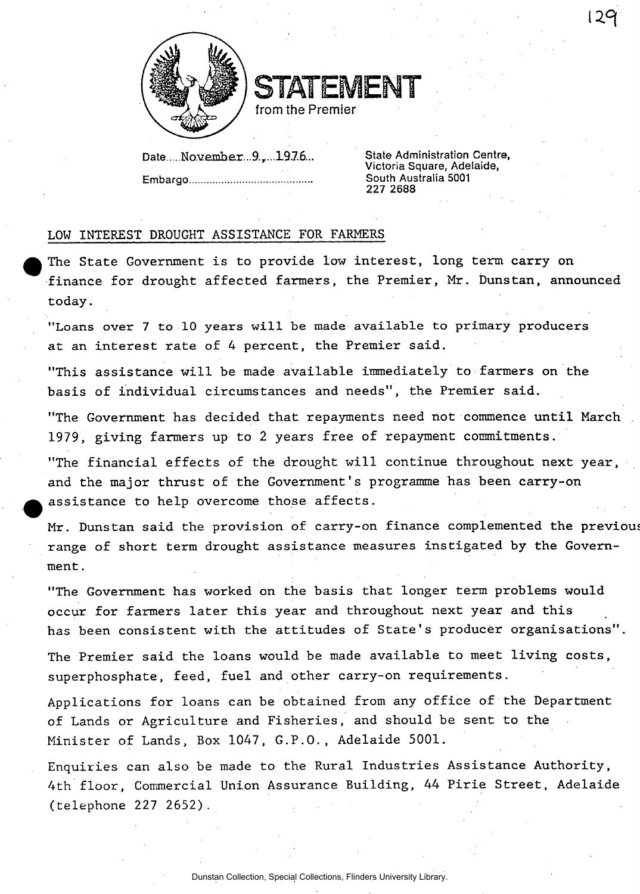# STATEMENT
from the Premier

Date.....November...9,...1976...

Embargo.........................................

State Administration Centre,
Victoria Square, Adelaide,
South Australia 5001
227 2688

## LOW INTEREST DROUGHT ASSISTANCE FOR FARMERS

The State Government is to provide low interest, long term carry on finance for drought affected farmers, the Premier, Mr. Dunstan, announced today.

"Loans over 7 to 10 years will be made available to primary producers at an interest rate of 4 percent, the Premier said.

"This assistance will be made available immediately to farmers on the basis of individual circumstances and needs", the Premier said.

"The Government has decided that repayments need not commence until March 1979, giving farmers up to 2 years free of repayment commitments.

"The financial effects of the drought will continue throughout next year, and the major thrust of the Government's programme has been carry-on assistance to help overcome those affects.

Mr. Dunstan said the provision of carry-on finance complemented the previous range of short term drought assistance measures instigated by the Government.

"The Government has worked on the basis that longer term problems would occur for farmers later this year and throughout next year and this has been consistent with the attitudes of State's producer organisations".

The Premier said the loans would be made available to meet living costs, superphosphate, feed, fuel and other carry-on requirements.

Applications for loans can be obtained from any office of the Department of Lands or Agriculture and Fisheries, and should be sent to the Minister of Lands, Box 1047, G.P.O., Adelaide 5001.

Enquiries can also be made to the Rural Industries Assistance Authority, 4th floor, Commercial Union Assurance Building, 44 Pirie Street, Adelaide (telephone 227 2652).